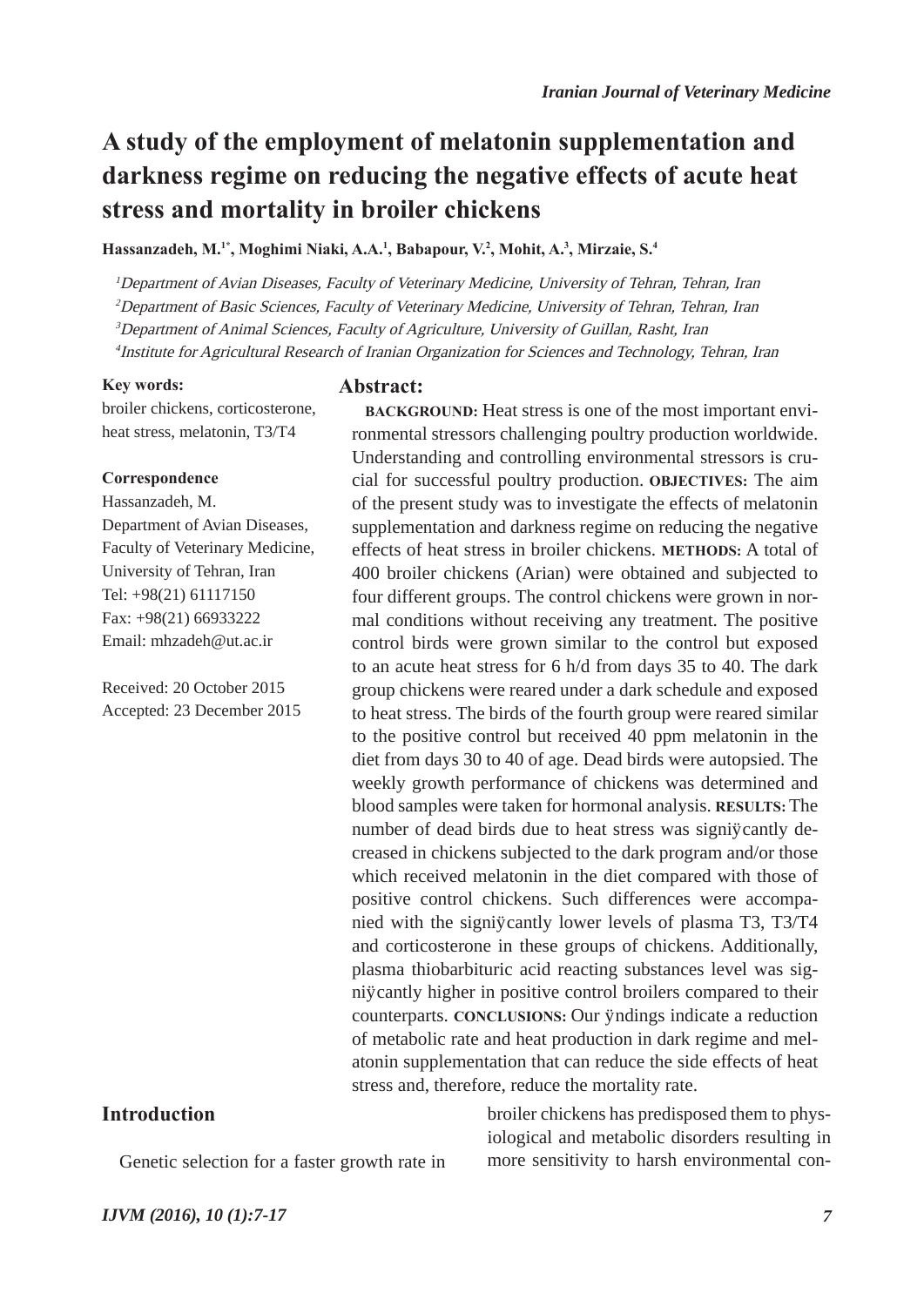# A study of the employment of melatonin supplementation and darkness regime on reducing the negative effects of acute heat stress and mortality in broiler chickens

**Hassanzadeh, M.[1*], Moghimi Niaki, A.A.[1], Babapour, V.[2], Mohit, A.[3], Mirzaie, S.[4]**

*[1]Department of Avian Diseases, Faculty of Veterinary Medicine, University of Tehran, Tehran, Iran*
*[2]Department of Basic Sciences, Faculty of Veterinary Medicine, University of Tehran, Tehran, Iran*
*[3]Department of Animal Sciences, Faculty of Agriculture, University of Guillan, Rasht, Iran*
*[4]Institute for Agricultural Research of Iranian Organization for Sciences and Technology, Tehran, Iran*

**Key words:**
broiler chickens, corticosterone, heat stress, melatonin, T3/T4

**Correspondence**
Hassanzadeh, M.
Department of Avian Diseases, Faculty of Veterinary Medicine, University of Tehran, Iran
Tel: +98(21) 61117150
Fax: +98(21) 66933222
Email: mhzadeh@ut.ac.ir

Received: 20 October 2015
Accepted: 23 December 2015

## Abstract:

**BACKGROUND:** Heat stress is one of the most important environmental stressors challenging poultry production worldwide. Understanding and controlling environmental stressors is crucial for successful poultry production. **OBJECTIVES:** The aim of the present study was to investigate the effects of melatonin supplementation and darkness regime on reducing the negative effects of heat stress in broiler chickens. **METHODS:** A total of 400 broiler chickens (Arian) were obtained and subjected to four different groups. The control chickens were grown in normal conditions without receiving any treatment. The positive control birds were grown similar to the control but exposed to an acute heat stress for 6 h/d from days 35 to 40. The dark group chickens were reared under a dark schedule and exposed to heat stress. The birds of the fourth group were reared similar to the positive control but received 40 ppm melatonin in the diet from days 30 to 40 of age. Dead birds were autopsied. The weekly growth performance of chickens was determined and blood samples were taken for hormonal analysis. **RESULTS:** The number of dead birds due to heat stress was significantly decreased in chickens subjected to the dark program and/or those which received melatonin in the diet compared with those of positive control chickens. Such differences were accompanied with the significantly lower levels of plasma T3, T3/T4 and corticosterone in these groups of chickens. Additionally, plasma thiobarbituric acid reacting substances level was significantly higher in positive control broilers compared to their counterparts. **CONCLUSIONS:** Our findings indicate a reduction of metabolic rate and heat production in dark regime and melatonin supplementation that can reduce the side effects of heat stress and, therefore, reduce the mortality rate.

## Introduction

Genetic selection for a faster growth rate in broiler chickens has predisposed them to physiological and metabolic disorders resulting in more sensitivity to harsh environmental con-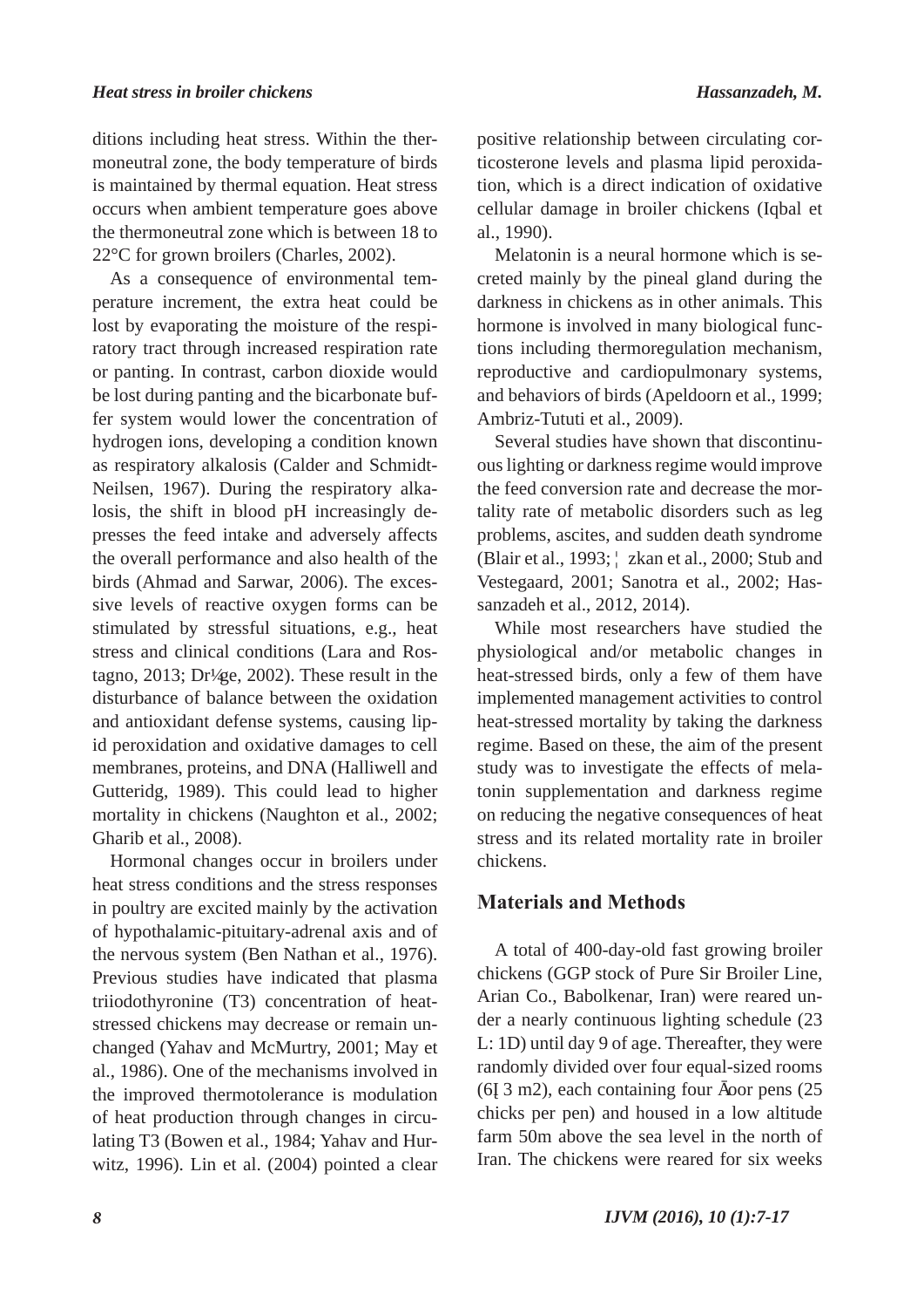ditions including heat stress. Within the thermoneutral zone, the body temperature of birds is maintained by thermal equation. Heat stress occurs when ambient temperature goes above the thermoneutral zone which is between 18 to 22°C for grown broilers (Charles, 2002).

As a consequence of environmental temperature increment, the extra heat could be lost by evaporating the moisture of the respiratory tract through increased respiration rate or panting. In contrast, carbon dioxide would be lost during panting and the bicarbonate buffer system would lower the concentration of hydrogen ions, developing a condition known as respiratory alkalosis (Calder and Schmidt-Neilsen, 1967). During the respiratory alkalosis, the shift in blood pH increasingly depresses the feed intake and adversely affects the overall performance and also health of the birds (Ahmad and Sarwar, 2006). The excessive levels of reactive oxygen forms can be stimulated by stressful situations, e.g., heat stress and clinical conditions (Lara and Rostagno, 2013; Dr¼ge, 2002). These result in the disturbance of balance between the oxidation and antioxidant defense systems, causing lipid peroxidation and oxidative damages to cell membranes, proteins, and DNA (Halliwell and Gutteridg, 1989). This could lead to higher mortality in chickens (Naughton et al., 2002; Gharib et al., 2008).

Hormonal changes occur in broilers under heat stress conditions and the stress responses in poultry are excited mainly by the activation of hypothalamic-pituitary-adrenal axis and of the nervous system (Ben Nathan et al., 1976). Previous studies have indicated that plasma triiodothyronine (T3) concentration of heat-stressed chickens may decrease or remain unchanged (Yahav and McMurtry, 2001; May et al., 1986). One of the mechanisms involved in the improved thermotolerance is modulation of heat production through changes in circulating T3 (Bowen et al., 1984; Yahav and Hurwitz, 1996). Lin et al. (2004) pointed a clear positive relationship between circulating corticosterone levels and plasma lipid peroxidation, which is a direct indication of oxidative cellular damage in broiler chickens (Iqbal et al., 1990).

Melatonin is a neural hormone which is secreted mainly by the pineal gland during the darkness in chickens as in other animals. This hormone is involved in many biological functions including thermoregulation mechanism, reproductive and cardiopulmonary systems, and behaviors of birds (Apeldoorn et al., 1999; Ambriz-Tututi et al., 2009).

Several studies have shown that discontinuous lighting or darkness regime would improve the feed conversion rate and decrease the mortality rate of metabolic disorders such as leg problems, ascites, and sudden death syndrome (Blair et al., 1993; ¦ zkan et al., 2000; Stub and Vestegaard, 2001; Sanotra et al., 2002; Hassanzadeh et al., 2012, 2014).

While most researchers have studied the physiological and/or metabolic changes in heat-stressed birds, only a few of them have implemented management activities to control heat-stressed mortality by taking the darkness regime. Based on these, the aim of the present study was to investigate the effects of melatonin supplementation and darkness regime on reducing the negative consequences of heat stress and its related mortality rate in broiler chickens.

## Materials and Methods

A total of 400-day-old fast growing broiler chickens (GGP stock of Pure Sir Broiler Line, Arian Co., Babolkenar, Iran) were reared under a nearly continuous lighting schedule (23 L: 1D) until day 9 of age. Thereafter, they were randomly divided over four equal-sized rooms (6Ị 3 m2), each containing four Āoor pens (25 chicks per pen) and housed in a low altitude farm 50m above the sea level in the north of Iran. The chickens were reared for six weeks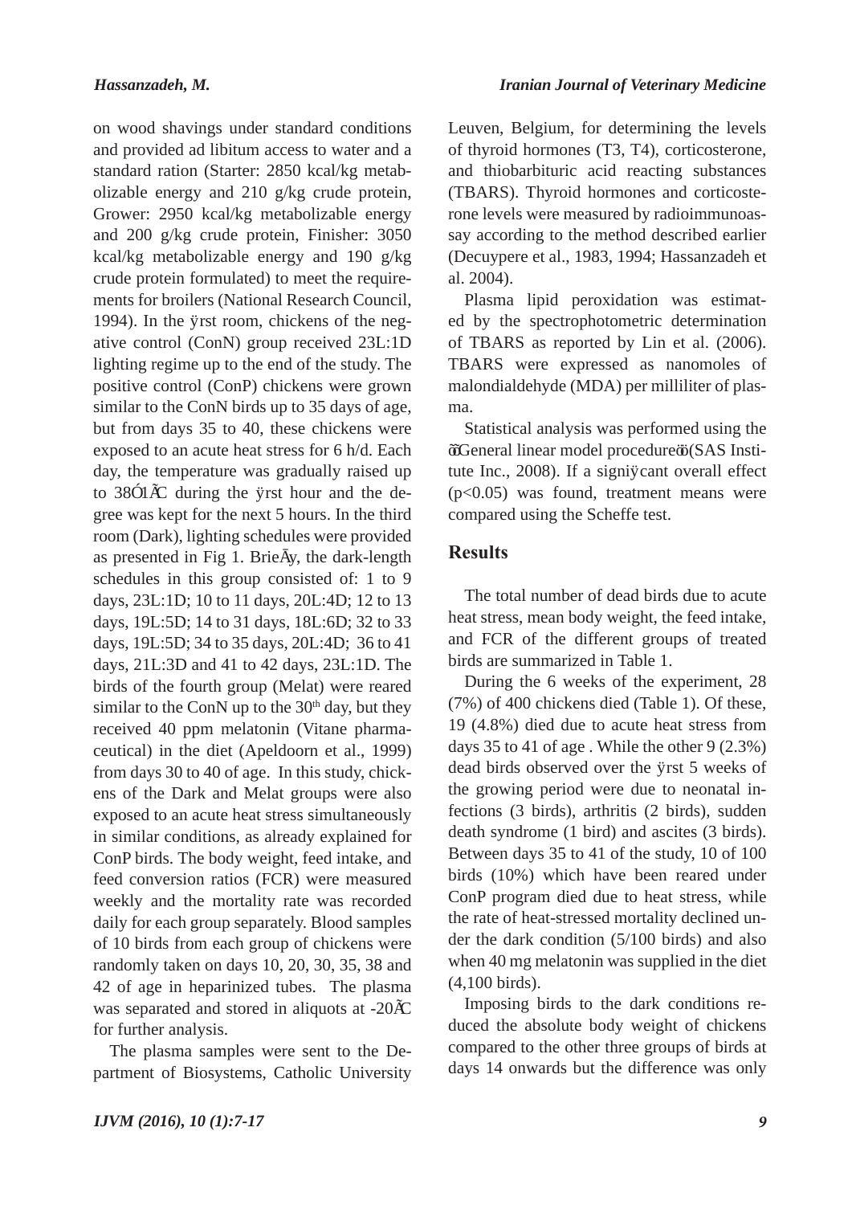on wood shavings under standard conditions and provided ad libitum access to water and a standard ration (Starter: 2850 kcal/kg metabolizable energy and 210 g/kg crude protein, Grower: 2950 kcal/kg metabolizable energy and 200 g/kg crude protein, Finisher: 3050 kcal/kg metabolizable energy and 190 g/kg crude protein formulated) to meet the requirements for broilers (National Research Council, 1994). In the ÿrst room, chickens of the negative control (ConN) group received 23L:1D lighting regime up to the end of the study. The positive control (ConP) chickens were grown similar to the ConN birds up to 35 days of age, but from days 35 to 40, these chickens were exposed to an acute heat stress for 6 h/d. Each day, the temperature was gradually raised up to 38Ó1ÃC during the ÿrst hour and the degree was kept for the next 5 hours. In the third room (Dark), lighting schedules were provided as presented in Fig 1. BrieÃy, the dark-length schedules in this group consisted of: 1 to 9 days, 23L:1D; 10 to 11 days, 20L:4D; 12 to 13 days, 19L:5D; 14 to 31 days, 18L:6D; 32 to 33 days, 19L:5D; 34 to 35 days, 20L:4D; 36 to 41 days, 21L:3D and 41 to 42 days, 23L:1D. The birds of the fourth group (Melat) were reared similar to the ConN up to the 30th day, but they received 40 ppm melatonin (Vitane pharmaceutical) in the diet (Apeldoorn et al., 1999) from days 30 to 40 of age. In this study, chickens of the Dark and Melat groups were also exposed to an acute heat stress simultaneously in similar conditions, as already explained for ConP birds. The body weight, feed intake, and feed conversion ratios (FCR) were measured weekly and the mortality rate was recorded daily for each group separately. Blood samples of 10 birds from each group of chickens were randomly taken on days 10, 20, 30, 35, 38 and 42 of age in heparinized tubes. The plasma was separated and stored in aliquots at -20ÃC for further analysis.

The plasma samples were sent to the Department of Biosystems, Catholic University Leuven, Belgium, for determining the levels of thyroid hormones (T3, T4), corticosterone, and thiobarbituric acid reacting substances (TBARS). Thyroid hormones and corticosterone levels were measured by radioimmunoassay according to the method described earlier (Decuypere et al., 1983, 1994; Hassanzadeh et al. 2004).

Plasma lipid peroxidation was estimated by the spectrophotometric determination of TBARS as reported by Lin et al. (2006). TBARS were expressed as nanomoles of malondialdehyde (MDA) per milliliter of plasma.

Statistical analysis was performed using the õGeneral linear model procedureö(SAS Institute Inc., 2008). If a signiÿcant overall effect ($p<0.05$) was found, treatment means were compared using the Scheffe test.

## Results

The total number of dead birds due to acute heat stress, mean body weight, the feed intake, and FCR of the different groups of treated birds are summarized in Table 1.

During the 6 weeks of the experiment, 28 (7%) of 400 chickens died (Table 1). Of these, 19 (4.8%) died due to acute heat stress from days 35 to 41 of age . While the other 9 (2.3%) dead birds observed over the ÿrst 5 weeks of the growing period were due to neonatal infections (3 birds), arthritis (2 birds), sudden death syndrome (1 bird) and ascites (3 birds). Between days 35 to 41 of the study, 10 of 100 birds (10%) which have been reared under ConP program died due to heat stress, while the rate of heat-stressed mortality declined under the dark condition (5/100 birds) and also when 40 mg melatonin was supplied in the diet (4,100 birds).

Imposing birds to the dark conditions reduced the absolute body weight of chickens compared to the other three groups of birds at days 14 onwards but the difference was only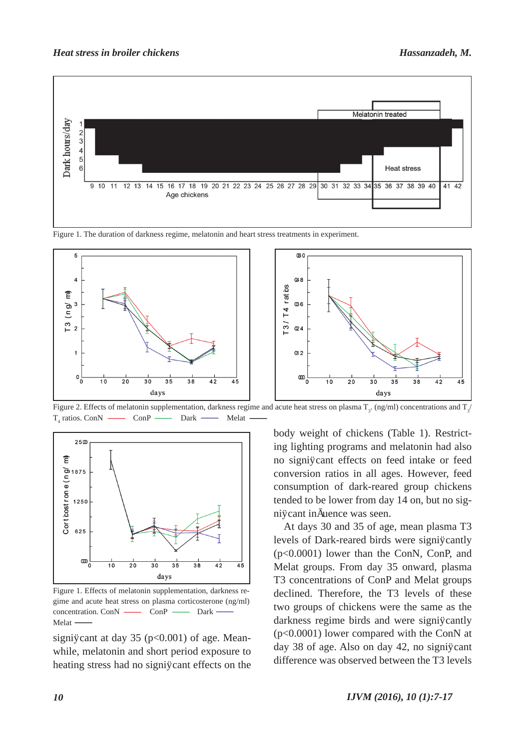Figure 1. The duration of darkness regime, melatonin and heart stress treatments in experiment.

Figure 2. Effects of melatonin supplementation, darkness regime and acute heat stress on plasma $T_3$. (ng/ml) concentrations and $T_3$/$T_4$ ratios. ConN ——— ConP ——— Dark ——— Melat ———

Figure 1. Effects of melatonin supplementation, darkness regime and acute heat stress on plasma corticosterone (ng/ml) concentration. ConN ——— ConP ——— Dark ——— Melat ———

significant at day 35 (p<0.001) of age. Meanwhile, melatonin and short period exposure to heating stress had no significant effects on the body weight of chickens (Table 1). Restricting lighting programs and melatonin had also no significant effects on feed intake or feed conversion ratios in all ages. However, feed consumption of dark-reared group chickens tended to be lower from day 14 on, but no significant influence was seen.

At days 30 and 35 of age, mean plasma T3 levels of Dark-reared birds were significantly (p<0.0001) lower than the ConN, ConP, and Melat groups. From day 35 onward, plasma T3 concentrations of ConP and Melat groups declined. Therefore, the T3 levels of these two groups of chickens were the same as the darkness regime birds and were significantly (p<0.0001) lower compared with the ConN at day 38 of age. Also on day 42, no significant difference was observed between the T3 levels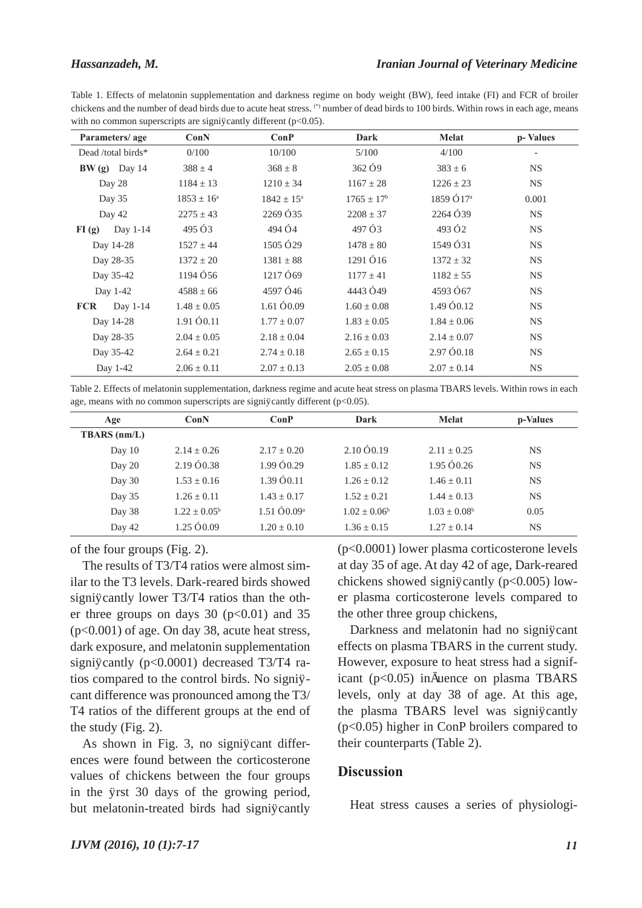Table 1. Effects of melatonin supplementation and darkness regime on body weight (BW), feed intake (FI) and FCR of broiler chickens and the number of dead birds due to acute heat stress. (*) number of dead birds to 100 birds. Within rows in each age, means with no common superscripts are significantly different ($p<0.05$).

| Parameters/ age | ConN | ConP | Dark | Melat | p- Values |
|---|---|---|---|---|---|
| Dead /total birds* | 0/100 | 10/100 | 5/100 | 4/100 | - |
| **BW (g)** Day 14 | 388 ± 4 | 368 ± 8 | 362 ± 9 | 383 ± 6 | NS |
| Day 28 | 1184 ± 13 | 1210 ± 34 | 1167 ± 28 | 1226 ± 23 | NS |
| Day 35 | 1853 ± 16$^{a}$ | 1842 ± 15$^{a}$ | 1765 ± 17$^{b}$ | 1859 ± 17$^{a}$ | 0.001 |
| Day 42 | 2275 ± 43 | 2269 ± 35 | 2208 ± 37 | 2264 ± 39 | NS |
| **FI (g)** Day 1-14 | 495 ± 3 | 494 ± 4 | 497 ± 3 | 493 ± 2 | NS |
| Day 14-28 | 1527 ± 44 | 1505 ± 29 | 1478 ± 80 | 1549 ± 31 | NS |
| Day 28-35 | 1372 ± 20 | 1381 ± 88 | 1291 ± 16 | 1372 ± 32 | NS |
| Day 35-42 | 1194 ± 56 | 1217 ± 69 | 1177 ± 41 | 1182 ± 55 | NS |
| Day 1-42 | 4588 ± 66 | 4597 ± 46 | 4443 ± 49 | 4593 ± 67 | NS |
| **FCR** Day 1-14 | 1.48 ± 0.05 | 1.61 ± 0.09 | 1.60 ± 0.08 | 1.49 ± 0.12 | NS |
| Day 14-28 | 1.91 ± 0.11 | 1.77 ± 0.07 | 1.83 ± 0.05 | 1.84 ± 0.06 | NS |
| Day 28-35 | 2.04 ± 0.05 | 2.18 ± 0.04 | 2.16 ± 0.03 | 2.14 ± 0.07 | NS |
| Day 35-42 | 2.64 ± 0.21 | 2.74 ± 0.18 | 2.65 ± 0.15 | 2.97 ± 0.18 | NS |
| Day 1-42 | 2.06 ± 0.11 | 2.07 ± 0.13 | 2.05 ± 0.08 | 2.07 ± 0.14 | NS |

Table 2. Effects of melatonin supplementation, darkness regime and acute heat stress on plasma TBARS levels. Within rows in each age, means with no common superscripts are significantly different ($p<0.05$).

| Age | ConN | ConP | Dark | Melat | p-Values |
|---|---|---|---|---|---|
| **TBARS (nm/L)** | | | | | |
| Day 10 | 2.14 ± 0.26 | 2.17 ± 0.20 | 2.10 ± 0.19 | 2.11 ± 0.25 | NS |
| Day 20 | 2.19 ± 0.38 | 1.99 ± 0.29 | 1.85 ± 0.12 | 1.95 ± 0.26 | NS |
| Day 30 | 1.53 ± 0.16 | 1.39 ± 0.11 | 1.26 ± 0.12 | 1.46 ± 0.11 | NS |
| Day 35 | 1.26 ± 0.11 | 1.43 ± 0.17 | 1.52 ± 0.21 | 1.44 ± 0.13 | NS |
| Day 38 | 1.22 ± 0.05$^{b}$ | 1.51 ± 0.09$^{a}$ | 1.02 ± 0.06$^{b}$ | 1.03 ± 0.08$^{b}$ | 0.05 |
| Day 42 | 1.25 ± 0.09 | 1.20 ± 0.10 | 1.36 ± 0.15 | 1.27 ± 0.14 | NS |

of the four groups (Fig. 2).

The results of T3/T4 ratios were almost similar to the T3 levels. Dark-reared birds showed significantly lower T3/T4 ratios than the other three groups on days 30 ($p<0.01$) and 35 ($p<0.001$) of age. On day 38, acute heat stress, dark exposure, and melatonin supplementation significantly ($p<0.0001$) decreased T3/T4 ratios compared to the control birds. No significant difference was pronounced among the T3/T4 ratios of the different groups at the end of the study (Fig. 2).

As shown in Fig. 3, no significant differences were found between the corticosterone values of chickens between the four groups in the first 30 days of the growing period, but melatonin-treated birds had significantly ($p<0.0001$) lower plasma corticosterone levels at day 35 of age. At day 42 of age, Dark-reared chickens showed significantly ($p<0.005$) lower plasma corticosterone levels compared to the other three group chickens,

Darkness and melatonin had no significant effects on plasma TBARS in the current study. However, exposure to heat stress had a significant ($p<0.05$) influence on plasma TBARS levels, only at day 38 of age. At this age, the plasma TBARS level was significantly ($p<0.05$) higher in ConP broilers compared to their counterparts (Table 2).

## Discussion

Heat stress causes a series of physiologi-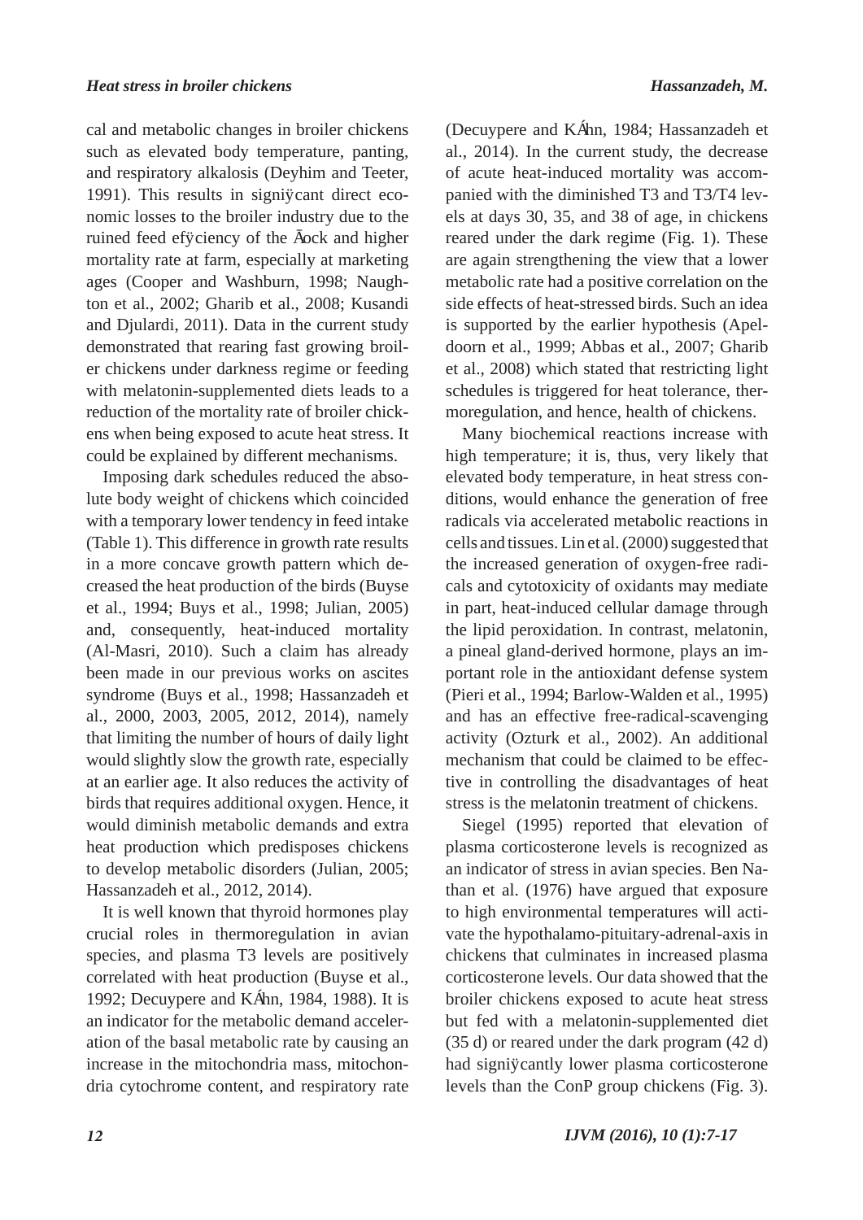cal and metabolic changes in broiler chickens such as elevated body temperature, panting, and respiratory alkalosis (Deyhim and Teeter, 1991). This results in significant direct economic losses to the broiler industry due to the ruined feed efficiency of the flock and higher mortality rate at farm, especially at marketing ages (Cooper and Washburn, 1998; Naughton et al., 2002; Gharib et al., 2008; Kusandi and Djulardi, 2011). Data in the current study demonstrated that rearing fast growing broiler chickens under darkness regime or feeding with melatonin-supplemented diets leads to a reduction of the mortality rate of broiler chickens when being exposed to acute heat stress. It could be explained by different mechanisms.

Imposing dark schedules reduced the absolute body weight of chickens which coincided with a temporary lower tendency in feed intake (Table 1). This difference in growth rate results in a more concave growth pattern which decreased the heat production of the birds (Buyse et al., 1994; Buys et al., 1998; Julian, 2005) and, consequently, heat-induced mortality (Al-Masri, 2010). Such a claim has already been made in our previous works on ascites syndrome (Buys et al., 1998; Hassanzadeh et al., 2000, 2003, 2005, 2012, 2014), namely that limiting the number of hours of daily light would slightly slow the growth rate, especially at an earlier age. It also reduces the activity of birds that requires additional oxygen. Hence, it would diminish metabolic demands and extra heat production which predisposes chickens to develop metabolic disorders (Julian, 2005; Hassanzadeh et al., 2012, 2014).

It is well known that thyroid hormones play crucial roles in thermoregulation in avian species, and plasma T3 levels are positively correlated with heat production (Buyse et al., 1992; Decuypere and Kühn, 1984, 1988). It is an indicator for the metabolic demand acceleration of the basal metabolic rate by causing an increase in the mitochondria mass, mitochondria cytochrome content, and respiratory rate (Decuypere and Kühn, 1984; Hassanzadeh et al., 2014). In the current study, the decrease of acute heat-induced mortality was accompanied with the diminished T3 and T3/T4 levels at days 30, 35, and 38 of age, in chickens reared under the dark regime (Fig. 1). These are again strengthening the view that a lower metabolic rate had a positive correlation on the side effects of heat-stressed birds. Such an idea is supported by the earlier hypothesis (Apeldoorn et al., 1999; Abbas et al., 2007; Gharib et al., 2008) which stated that restricting light schedules is triggered for heat tolerance, thermoregulation, and hence, health of chickens.

Many biochemical reactions increase with high temperature; it is, thus, very likely that elevated body temperature, in heat stress conditions, would enhance the generation of free radicals via accelerated metabolic reactions in cells and tissues. Lin et al. (2000) suggested that the increased generation of oxygen-free radicals and cytotoxicity of oxidants may mediate in part, heat-induced cellular damage through the lipid peroxidation. In contrast, melatonin, a pineal gland-derived hormone, plays an important role in the antioxidant defense system (Pieri et al., 1994; Barlow-Walden et al., 1995) and has an effective free-radical-scavenging activity (Ozturk et al., 2002). An additional mechanism that could be claimed to be effective in controlling the disadvantages of heat stress is the melatonin treatment of chickens.

Siegel (1995) reported that elevation of plasma corticosterone levels is recognized as an indicator of stress in avian species. Ben Nathan et al. (1976) have argued that exposure to high environmental temperatures will activate the hypothalamo-pituitary-adrenal-axis in chickens that culminates in increased plasma corticosterone levels. Our data showed that the broiler chickens exposed to acute heat stress but fed with a melatonin-supplemented diet (35 d) or reared under the dark program (42 d) had significantly lower plasma corticosterone levels than the ConP group chickens (Fig. 3).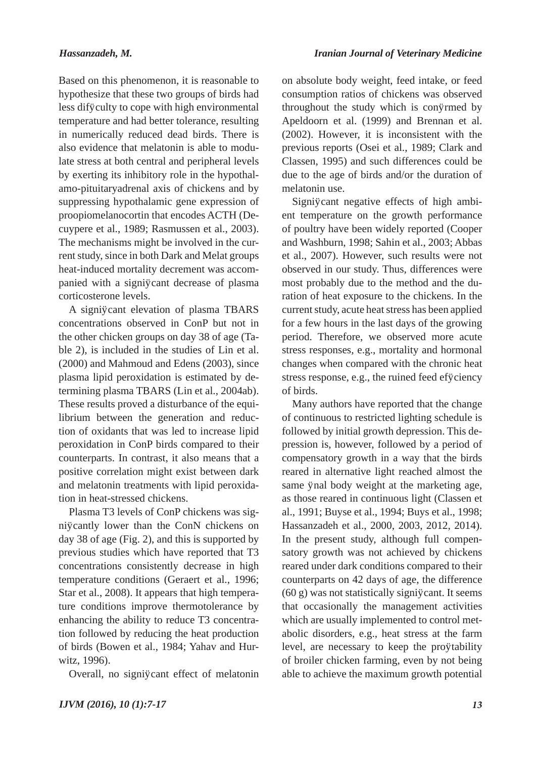Based on this phenomenon, it is reasonable to hypothesize that these two groups of birds had less difficulty to cope with high environmental temperature and had better tolerance, resulting in numerically reduced dead birds. There is also evidence that melatonin is able to modulate stress at both central and peripheral levels by exerting its inhibitory role in the hypothalamo-pituitaryadrenal axis of chickens and by suppressing hypothalamic gene expression of proopiomelanocortin that encodes ACTH (Decuypere et al., 1989; Rasmussen et al., 2003). The mechanisms might be involved in the current study, since in both Dark and Melat groups heat-induced mortality decrement was accompanied with a significant decrease of plasma corticosterone levels.

A significant elevation of plasma TBARS concentrations observed in ConP but not in the other chicken groups on day 38 of age (Table 2), is included in the studies of Lin et al. (2000) and Mahmoud and Edens (2003), since plasma lipid peroxidation is estimated by determining plasma TBARS (Lin et al., 2004ab). These results proved a disturbance of the equilibrium between the generation and reduction of oxidants that was led to increase lipid peroxidation in ConP birds compared to their counterparts. In contrast, it also means that a positive correlation might exist between dark and melatonin treatments with lipid peroxidation in heat-stressed chickens.

Plasma T3 levels of ConP chickens was significantly lower than the ConN chickens on day 38 of age (Fig. 2), and this is supported by previous studies which have reported that T3 concentrations consistently decrease in high temperature conditions (Geraert et al., 1996; Star et al., 2008). It appears that high temperature conditions improve thermotolerance by enhancing the ability to reduce T3 concentration followed by reducing the heat production of birds (Bowen et al., 1984; Yahav and Hurwitz, 1996).

Overall, no significant effect of melatonin on absolute body weight, feed intake, or feed consumption ratios of chickens was observed throughout the study which is confirmed by Apeldoorn et al. (1999) and Brennan et al. (2002). However, it is inconsistent with the previous reports (Osei et al., 1989; Clark and Classen, 1995) and such differences could be due to the age of birds and/or the duration of melatonin use.

Significant negative effects of high ambient temperature on the growth performance of poultry have been widely reported (Cooper and Washburn, 1998; Sahin et al., 2003; Abbas et al., 2007). However, such results were not observed in our study. Thus, differences were most probably due to the method and the duration of heat exposure to the chickens. In the current study, acute heat stress has been applied for a few hours in the last days of the growing period. Therefore, we observed more acute stress responses, e.g., mortality and hormonal changes when compared with the chronic heat stress response, e.g., the ruined feed efficiency of birds.

Many authors have reported that the change of continuous to restricted lighting schedule is followed by initial growth depression. This depression is, however, followed by a period of compensatory growth in a way that the birds reared in alternative light reached almost the same final body weight at the marketing age, as those reared in continuous light (Classen et al., 1991; Buyse et al., 1994; Buys et al., 1998; Hassanzadeh et al., 2000, 2003, 2012, 2014). In the present study, although full compensatory growth was not achieved by chickens reared under dark conditions compared to their counterparts on 42 days of age, the difference (60 g) was not statistically significant. It seems that occasionally the management activities which are usually implemented to control metabolic disorders, e.g., heat stress at the farm level, are necessary to keep the profitability of broiler chicken farming, even by not being able to achieve the maximum growth potential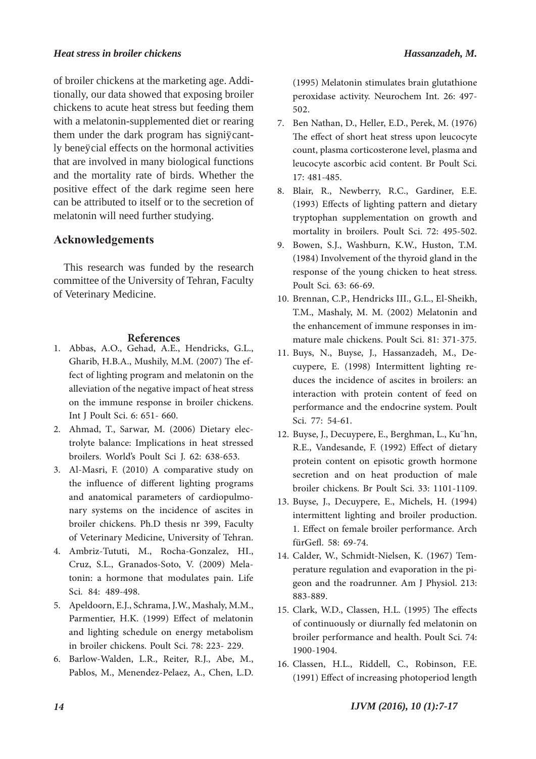of broiler chickens at the marketing age. Additionally, our data showed that exposing broiler chickens to acute heat stress but feeding them with a melatonin-supplemented diet or rearing them under the dark program has signiÿcantly beneÿcial effects on the hormonal activities that are involved in many biological functions and the mortality rate of birds. Whether the positive effect of the dark regime seen here can be attributed to itself or to the secretion of melatonin will need further studying.

## Acknowledgements

This research was funded by the research committee of the University of Tehran, Faculty of Veterinary Medicine.

## References

1. Abbas, A.O., Gehad, A.E., Hendricks, G.L., Gharib, H.B.A., Mushily, M.M. (2007) The effect of lighting program and melatonin on the alleviation of the negative impact of heat stress on the immune response in broiler chickens. Int J Poult Sci. 6: 651- 660.
2. Ahmad, T., Sarwar, M. (2006) Dietary electrolyte balance: Implications in heat stressed broilers. World's Poult Sci J. 62: 638-653.
3. Al-Masri, F. (2010) A comparative study on the influence of different lighting programs and anatomical parameters of cardiopulmonary systems on the incidence of ascites in broiler chickens. Ph.D thesis nr 399, Faculty of Veterinary Medicine, University of Tehran.
4. Ambriz-Tututi, M., Rocha-Gonzalez, HI., Cruz, S.L., Granados-Soto, V. (2009) Melatonin: a hormone that modulates pain. Life Sci. 84: 489-498.
5. Apeldoorn, E.J., Schrama, J.W., Mashaly, M.M., Parmentier, H.K. (1999) Effect of melatonin and lighting schedule on energy metabolism in broiler chickens. Poult Sci. 78: 223- 229.
6. Barlow-Walden, L.R., Reiter, R.J., Abe, M., Pablos, M., Menendez-Pelaez, A., Chen, L.D. (1995) Melatonin stimulates brain glutathione peroxidase activity. Neurochem Int. 26: 497-502.
7. Ben Nathan, D., Heller, E.D., Perek, M. (1976) The effect of short heat stress upon leucocyte count, plasma corticosterone level, plasma and leucocyte ascorbic acid content. Br Poult Sci. 17: 481-485.
8. Blair, R., Newberry, R.C., Gardiner, E.E. (1993) Effects of lighting pattern and dietary tryptophan supplementation on growth and mortality in broilers. Poult Sci. 72: 495-502.
9. Bowen, S.J., Washburn, K.W., Huston, T.M. (1984) Involvement of the thyroid gland in the response of the young chicken to heat stress. Poult Sci. 63: 66-69.
10. Brennan, C.P., Hendricks III., G.L., El-Sheikh, T.M., Mashaly, M. M. (2002) Melatonin and the enhancement of immune responses in immature male chickens. Poult Sci. 81: 371-375.
11. Buys, N., Buyse, J., Hassanzadeh, M., Decuypere, E. (1998) Intermittent lighting reduces the incidence of ascites in broilers: an interaction with protein content of feed on performance and the endocrine system. Poult Sci. 77: 54-61.
12. Buyse, J., Decuypere, E., Berghman, L., Ku¨hn, R.E., Vandesande, F. (1992) Effect of dietary protein content on episotic growth hormone secretion and on heat production of male broiler chickens. Br Poult Sci. 33: 1101-1109.
13. Buyse, J., Decuypere, E., Michels, H. (1994) intermittent lighting and broiler production. 1. Effect on female broiler performance. Arch fürGefl. 58: 69-74.
14. Calder, W., Schmidt-Nielsen, K. (1967) Temperature regulation and evaporation in the pigeon and the roadrunner. Am J Physiol. 213: 883-889.
15. Clark, W.D., Classen, H.L. (1995) The effects of continuously or diurnally fed melatonin on broiler performance and health. Poult Sci. 74: 1900-1904.
16. Classen, H.L., Riddell, C., Robinson, F.E. (1991) Effect of increasing photoperiod length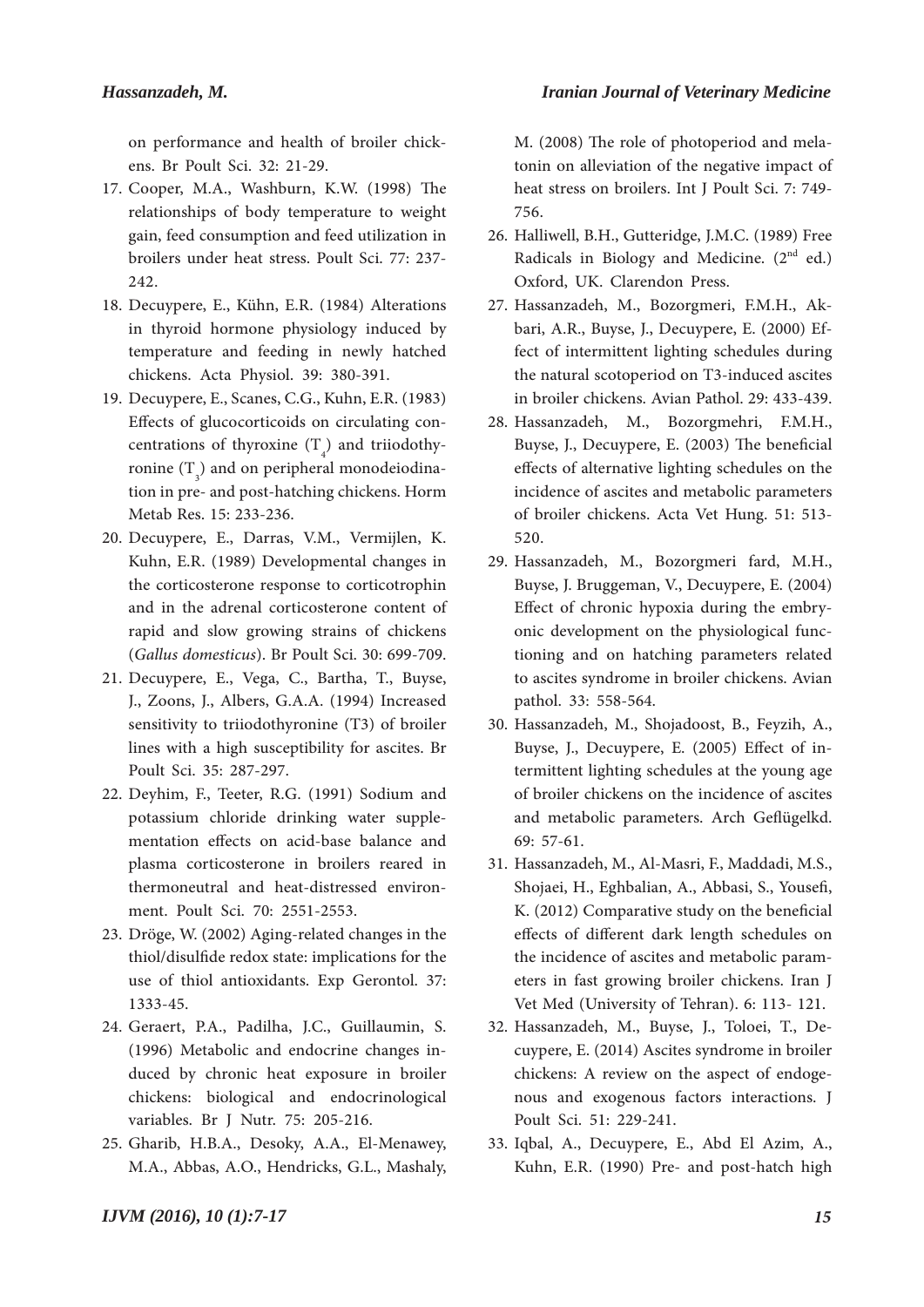on performance and health of broiler chickens. Br Poult Sci. 32: 21-29.

17. Cooper, M.A., Washburn, K.W. (1998) The relationships of body temperature to weight gain, feed consumption and feed utilization in broilers under heat stress. Poult Sci. 77: 237-242.
18. Decuypere, E., Kühn, E.R. (1984) Alterations in thyroid hormone physiology induced by temperature and feeding in newly hatched chickens. Acta Physiol. 39: 380-391.
19. Decuypere, E., Scanes, C.G., Kuhn, E.R. (1983) Effects of glucocorticoids on circulating concentrations of thyroxine ($T_4$) and triiodothyronine ($T_3$) and on peripheral monodeiodination in pre- and post-hatching chickens. Horm Metab Res. 15: 233-236.
20. Decuypere, E., Darras, V.M., Vermijlen, K. Kuhn, E.R. (1989) Developmental changes in the corticosterone response to corticotrophin and in the adrenal corticosterone content of rapid and slow growing strains of chickens (*Gallus domesticus*). Br Poult Sci. 30: 699-709.
21. Decuypere, E., Vega, C., Bartha, T., Buyse, J., Zoons, J., Albers, G.A.A. (1994) Increased sensitivity to triiodothyronine (T3) of broiler lines with a high susceptibility for ascites. Br Poult Sci. 35: 287-297.
22. Deyhim, F., Teeter, R.G. (1991) Sodium and potassium chloride drinking water supplementation effects on acid-base balance and plasma corticosterone in broilers reared in thermoneutral and heat-distressed environment. Poult Sci. 70: 2551-2553.
23. Dröge, W. (2002) Aging-related changes in the thiol/disulfide redox state: implications for the use of thiol antioxidants. Exp Gerontol. 37: 1333-45.
24. Geraert, P.A., Padilha, J.C., Guillaumin, S. (1996) Metabolic and endocrine changes induced by chronic heat exposure in broiler chickens: biological and endocrinological variables. Br J Nutr. 75: 205-216.
25. Gharib, H.B.A., Desoky, A.A., El-Menawey, M.A., Abbas, A.O., Hendricks, G.L., Mashaly, M. (2008) The role of photoperiod and melatonin on alleviation of the negative impact of heat stress on broilers. Int J Poult Sci. 7: 749-756.
26. Halliwell, B.H., Gutteridge, J.M.C. (1989) Free Radicals in Biology and Medicine. (2nd ed.) Oxford, UK. Clarendon Press.
27. Hassanzadeh, M., Bozorgmeri, F.M.H., Akbari, A.R., Buyse, J., Decuypere, E. (2000) Effect of intermittent lighting schedules during the natural scotoperiod on T3-induced ascites in broiler chickens. Avian Pathol. 29: 433-439.
28. Hassanzadeh, M., Bozorgmehri, F.M.H., Buyse, J., Decuypere, E. (2003) The beneficial effects of alternative lighting schedules on the incidence of ascites and metabolic parameters of broiler chickens. Acta Vet Hung. 51: 513-520.
29. Hassanzadeh, M., Bozorgmeri fard, M.H., Buyse, J. Bruggeman, V., Decuypere, E. (2004) Effect of chronic hypoxia during the embryonic development on the physiological functioning and on hatching parameters related to ascites syndrome in broiler chickens. Avian pathol. 33: 558-564.
30. Hassanzadeh, M., Shojadoost, B., Feyzih, A., Buyse, J., Decuypere, E. (2005) Effect of intermittent lighting schedules at the young age of broiler chickens on the incidence of ascites and metabolic parameters. Arch Geflügelkd. 69: 57-61.
31. Hassanzadeh, M., Al-Masri, F., Maddadi, M.S., Shojaei, H., Eghbalian, A., Abbasi, S., Yousefi, K. (2012) Comparative study on the beneficial effects of different dark length schedules on the incidence of ascites and metabolic parameters in fast growing broiler chickens. Iran J Vet Med (University of Tehran). 6: 113- 121.
32. Hassanzadeh, M., Buyse, J., Toloei, T., Decuypere, E. (2014) Ascites syndrome in broiler chickens: A review on the aspect of endogenous and exogenous factors interactions. J Poult Sci. 51: 229-241.
33. Iqbal, A., Decuypere, E., Abd El Azim, A., Kuhn, E.R. (1990) Pre- and post-hatch high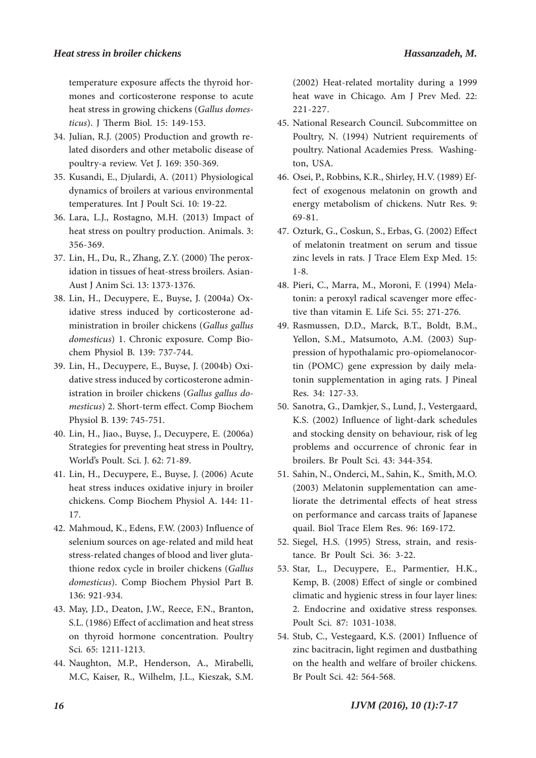temperature exposure affects the thyroid hormones and corticosterone response to acute heat stress in growing chickens (*Gallus domesticus*). J Therm Biol. 15: 149-153.

34. Julian, R.J. (2005) Production and growth related disorders and other metabolic disease of poultry-a review. Vet J. 169: 350-369.
35. Kusandi, E., Djulardi, A. (2011) Physiological dynamics of broilers at various environmental temperatures. Int J Poult Sci. 10: 19-22.
36. Lara, L.J., Rostagno, M.H. (2013) Impact of heat stress on poultry production. Animals. 3: 356-369.
37. Lin, H., Du, R., Zhang, Z.Y. (2000) The peroxidation in tissues of heat-stress broilers. Asian-Aust J Anim Sci. 13: 1373-1376.
38. Lin, H., Decuypere, E., Buyse, J. (2004a) Oxidative stress induced by corticosterone administration in broiler chickens (*Gallus gallus domesticus*) 1. Chronic exposure. Comp Biochem Physiol B. 139: 737-744.
39. Lin, H., Decuypere, E., Buyse, J. (2004b) Oxidative stress induced by corticosterone administration in broiler chickens (*Gallus gallus domesticus*) 2. Short-term effect. Comp Biochem Physiol B. 139: 745-751.
40. Lin, H., Jiao., Buyse, J., Decuypere, E. (2006a) Strategies for preventing heat stress in Poultry, World's Poult. Sci. J. 62: 71-89.
41. Lin, H., Decuypere, E., Buyse, J. (2006) Acute heat stress induces oxidative injury in broiler chickens. Comp Biochem Physiol A. 144: 11-17.
42. Mahmoud, K., Edens, F.W. (2003) Influence of selenium sources on age-related and mild heat stress-related changes of blood and liver glutathione redox cycle in broiler chickens (*Gallus domesticus*). Comp Biochem Physiol Part B. 136: 921-934.
43. May, J.D., Deaton, J.W., Reece, F.N., Branton, S.L. (1986) Effect of acclimation and heat stress on thyroid hormone concentration. Poultry Sci. 65: 1211-1213.
44. Naughton, M.P., Henderson, A., Mirabelli, M.C, Kaiser, R., Wilhelm, J.L., Kieszak, S.M. (2002) Heat-related mortality during a 1999 heat wave in Chicago. Am J Prev Med. 22: 221-227.
45. National Research Council. Subcommittee on Poultry, N. (1994) Nutrient requirements of poultry. National Academies Press. Washington, USA.
46. Osei, P., Robbins, K.R., Shirley, H.V. (1989) Effect of exogenous melatonin on growth and energy metabolism of chickens. Nutr Res. 9: 69-81.
47. Ozturk, G., Coskun, S., Erbas, G. (2002) Effect of melatonin treatment on serum and tissue zinc levels in rats. J Trace Elem Exp Med. 15: 1-8.
48. Pieri, C., Marra, M., Moroni, F. (1994) Melatonin: a peroxyl radical scavenger more effective than vitamin E. Life Sci. 55: 271-276.
49. Rasmussen, D.D., Marck, B.T., Boldt, B.M., Yellon, S.M., Matsumoto, A.M. (2003) Suppression of hypothalamic pro-opiomelanocortin (POMC) gene expression by daily melatonin supplementation in aging rats. J Pineal Res. 34: 127-33.
50. Sanotra, G., Damkjer, S., Lund, J., Vestergaard, K.S. (2002) Influence of light-dark schedules and stocking density on behaviour, risk of leg problems and occurrence of chronic fear in broilers. Br Poult Sci. 43: 344-354.
51. Sahin, N., Onderci, M., Sahin, K., Smith, M.O. (2003) Melatonin supplementation can ameliorate the detrimental effects of heat stress on performance and carcass traits of Japanese quail. Biol Trace Elem Res. 96: 169-172.
52. Siegel, H.S. (1995) Stress, strain, and resistance. Br Poult Sci. 36: 3-22.
53. Star, L., Decuypere, E., Parmentier, H.K., Kemp, B. (2008) Effect of single or combined climatic and hygienic stress in four layer lines: 2. Endocrine and oxidative stress responses. Poult Sci. 87: 1031-1038.
54. Stub, C., Vestegaard, K.S. (2001) Influence of zinc bacitracin, light regimen and dustbathing on the health and welfare of broiler chickens. Br Poult Sci. 42: 564-568.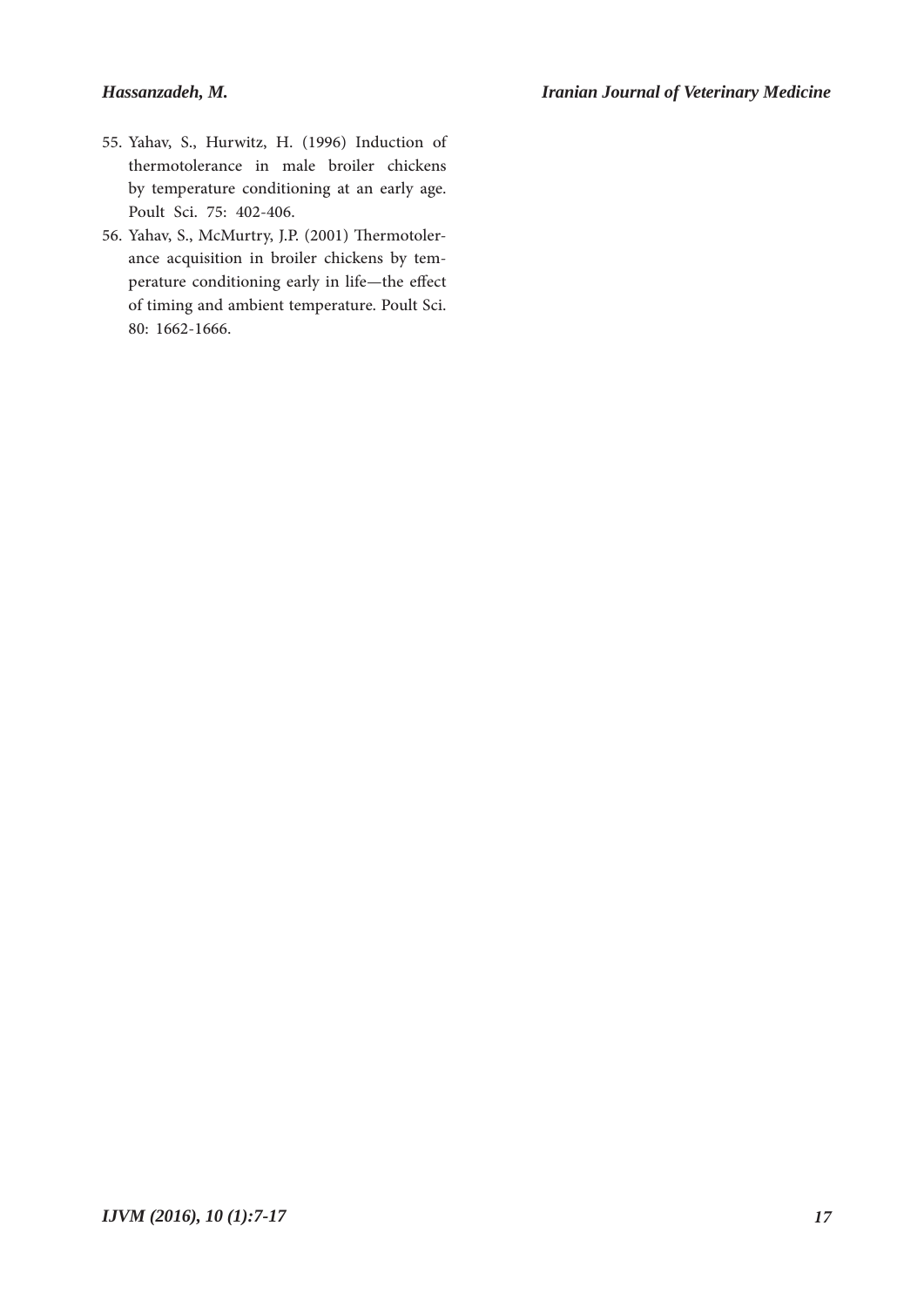55. Yahav, S., Hurwitz, H. (1996) Induction of thermotolerance in male broiler chickens by temperature conditioning at an early age. Poult Sci. 75: 402-406.
56. Yahav, S., McMurtry, J.P. (2001) Thermotolerance acquisition in broiler chickens by temperature conditioning early in life—the effect of timing and ambient temperature. Poult Sci. 80: 1662-1666.